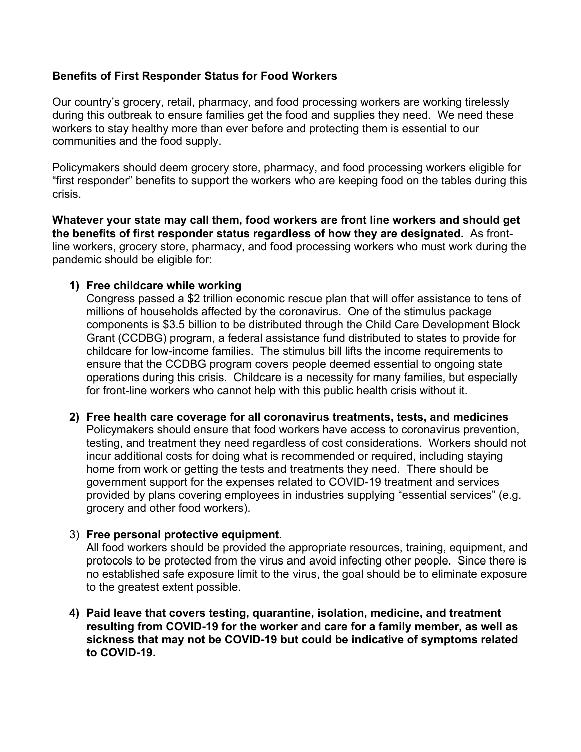**Benefits of First Responder Status for Food Workers**

Our country's grocery, retail, pharmacy, and food processing workers are working tirelessly during this outbreak to ensure families get the food and supplies they need. We need these workers to stay healthy more than ever before and protecting them is essential to our communities and the food supply.

Policymakers should deem grocery store, pharmacy, and food processing workers eligible for "first responder" benefits to support the workers who are keeping food on the tables during this crisis.

**Whatever your state may call them, food workers are front line workers and should get the benefits of first responder status regardless of how they are designated.** As front-line workers, grocery store, pharmacy, and food processing workers who must work during the pandemic should be eligible for:

1) **Free childcare while working**
   Congress passed a $2 trillion economic rescue plan that will offer assistance to tens of millions of households affected by the coronavirus. One of the stimulus package components is $3.5 billion to be distributed through the Child Care Development Block Grant (CCDBG) program, a federal assistance fund distributed to states to provide for childcare for low-income families. The stimulus bill lifts the income requirements to ensure that the CCDBG program covers people deemed essential to ongoing state operations during this crisis. Childcare is a necessity for many families, but especially for front-line workers who cannot help with this public health crisis without it.

2) **Free health care coverage for all coronavirus treatments, tests, and medicines**
   Policymakers should ensure that food workers have access to coronavirus prevention, testing, and treatment they need regardless of cost considerations. Workers should not incur additional costs for doing what is recommended or required, including staying home from work or getting the tests and treatments they need. There should be government support for the expenses related to COVID-19 treatment and services provided by plans covering employees in industries supplying "essential services" (e.g. grocery and other food workers).

3) **Free personal protective equipment**.
   All food workers should be provided the appropriate resources, training, equipment, and protocols to be protected from the virus and avoid infecting other people. Since there is no established safe exposure limit to the virus, the goal should be to eliminate exposure to the greatest extent possible.

4) **Paid leave that covers testing, quarantine, isolation, medicine, and treatment resulting from COVID-19 for the worker and care for a family member, as well as sickness that may not be COVID-19 but could be indicative of symptoms related to COVID-19.**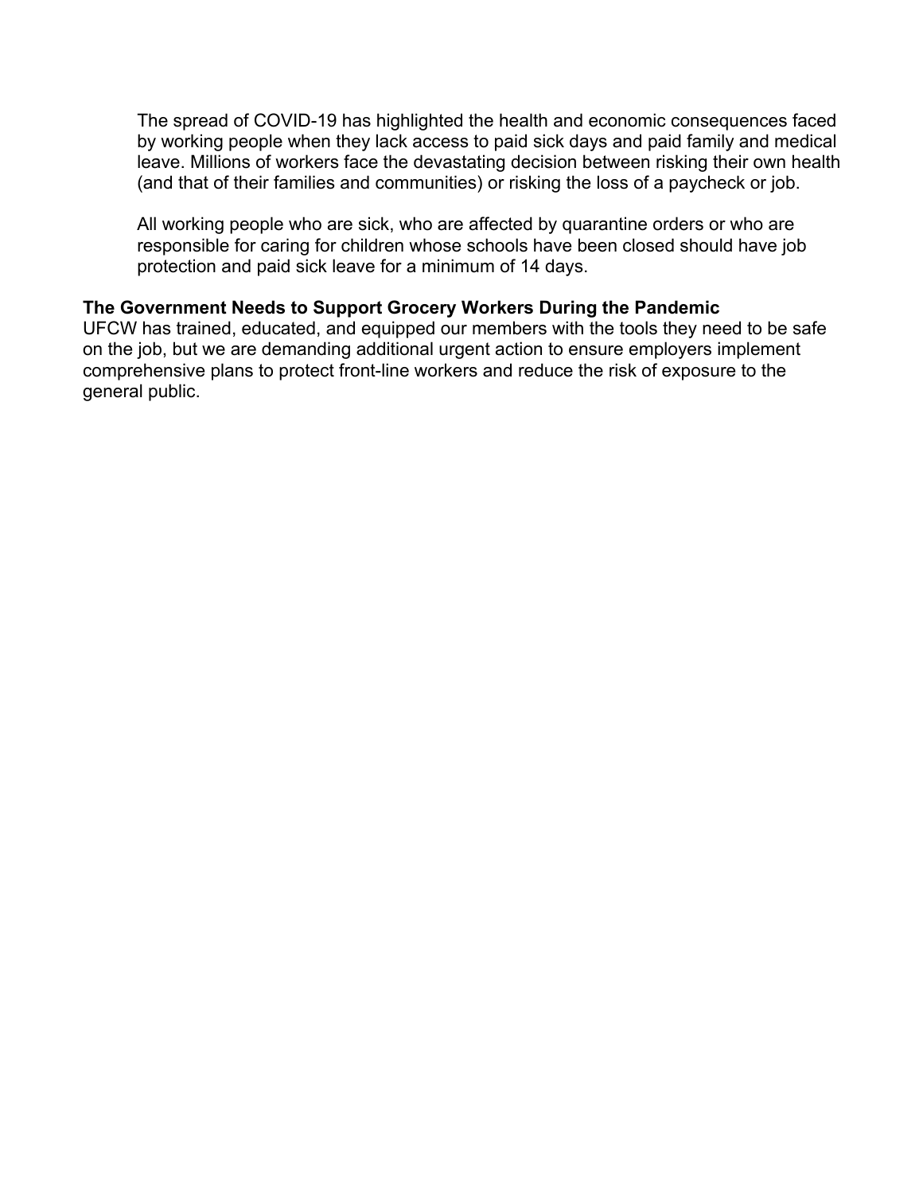> The spread of COVID-19 has highlighted the health and economic consequences faced by working people when they lack access to paid sick days and paid family and medical leave. Millions of workers face the devastating decision between risking their own health (and that of their families and communities) or risking the loss of a paycheck or job.
>
> All working people who are sick, who are affected by quarantine orders or who are responsible for caring for children whose schools have been closed should have job protection and paid sick leave for a minimum of 14 days.

**The Government Needs to Support Grocery Workers During the Pandemic**

UFCW has trained, educated, and equipped our members with the tools they need to be safe on the job, but we are demanding additional urgent action to ensure employers implement comprehensive plans to protect front-line workers and reduce the risk of exposure to the general public.